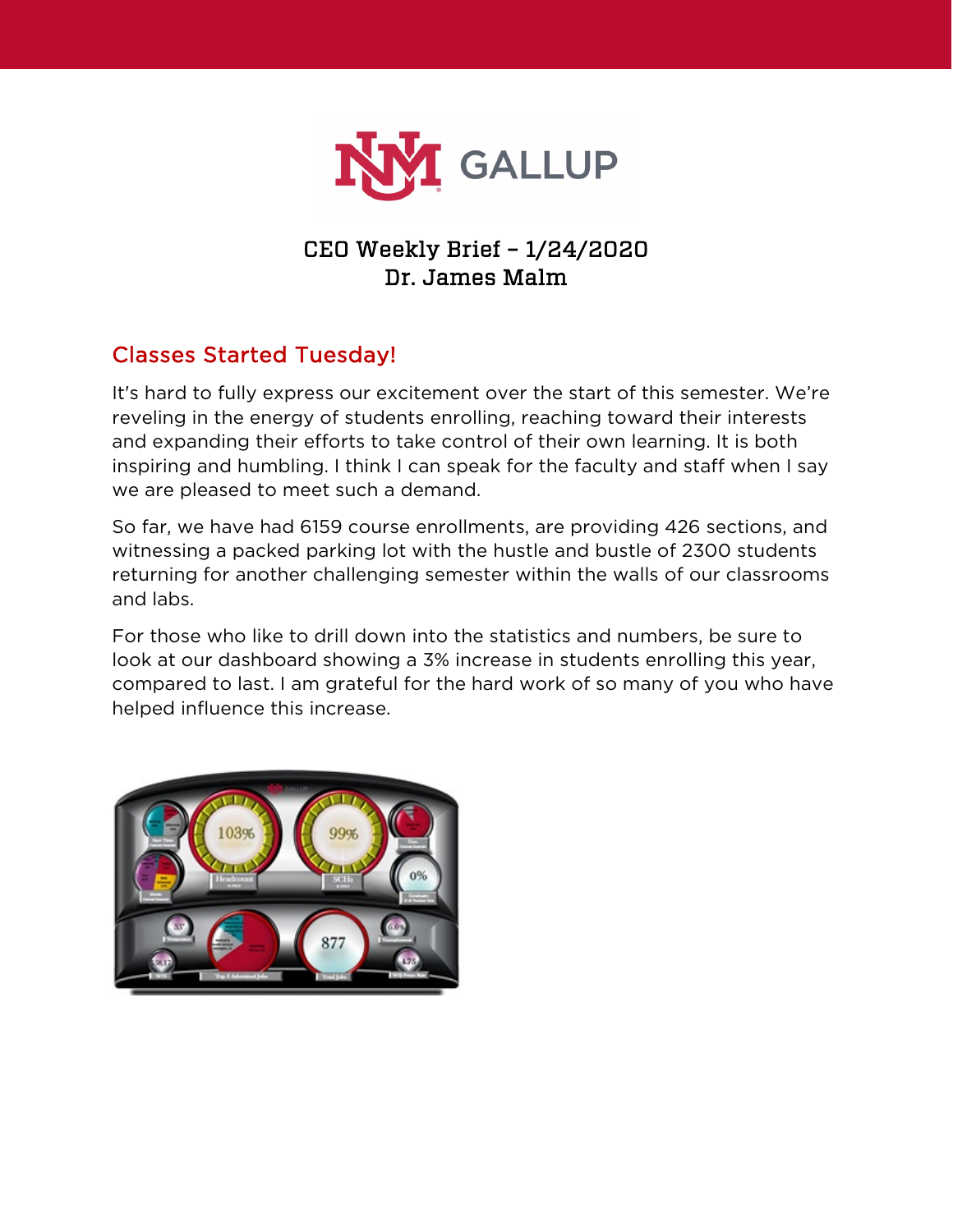# CEO Weekly Brief – 1/24/2020
## Dr. James Malm

## Classes Started Tuesday!

It's hard to fully express our excitement over the start of this semester. We're reveling in the energy of students enrolling, reaching toward their interests and expanding their efforts to take control of their own learning. It is both inspiring and humbling. I think I can speak for the faculty and staff when I say we are pleased to meet such a demand.

So far, we have had 6159 course enrollments, are providing 426 sections, and witnessing a packed parking lot with the hustle and bustle of 2300 students returning for another challenging semester within the walls of our classrooms and labs.

For those who like to drill down into the statistics and numbers, be sure to look at our dashboard showing a 3% increase in students enrolling this year, compared to last. I am grateful for the hard work of so many of you who have helped influence this increase.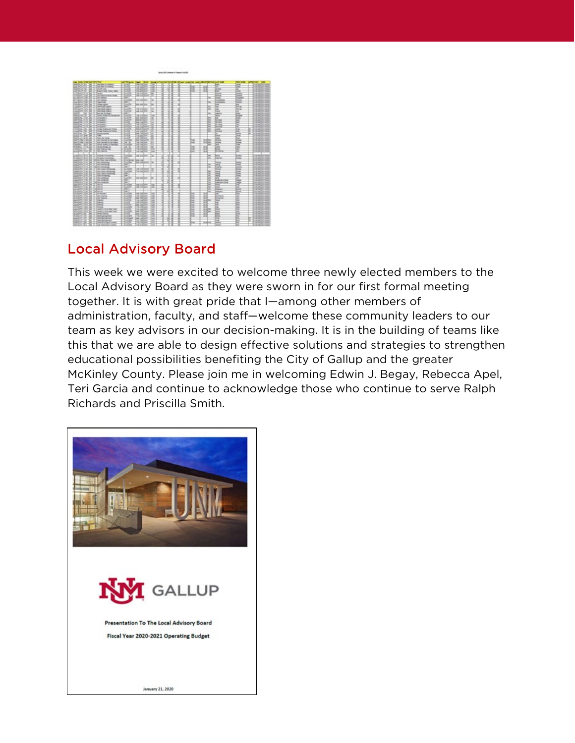## Local Advisory Board

This week we were excited to welcome three newly elected members to the Local Advisory Board as they were sworn in for our first formal meeting together. It is with great pride that I—among other members of administration, faculty, and staff—welcome these community leaders to our team as key advisors in our decision-making. It is in the building of teams like this that we are able to design effective solutions and strategies to strengthen educational possibilities benefiting the City of Gallup and the greater McKinley County. Please join me in welcoming Edwin J. Begay, Rebecca Apel, Teri Garcia and continue to acknowledge those who continue to serve Ralph Richards and Priscilla Smith.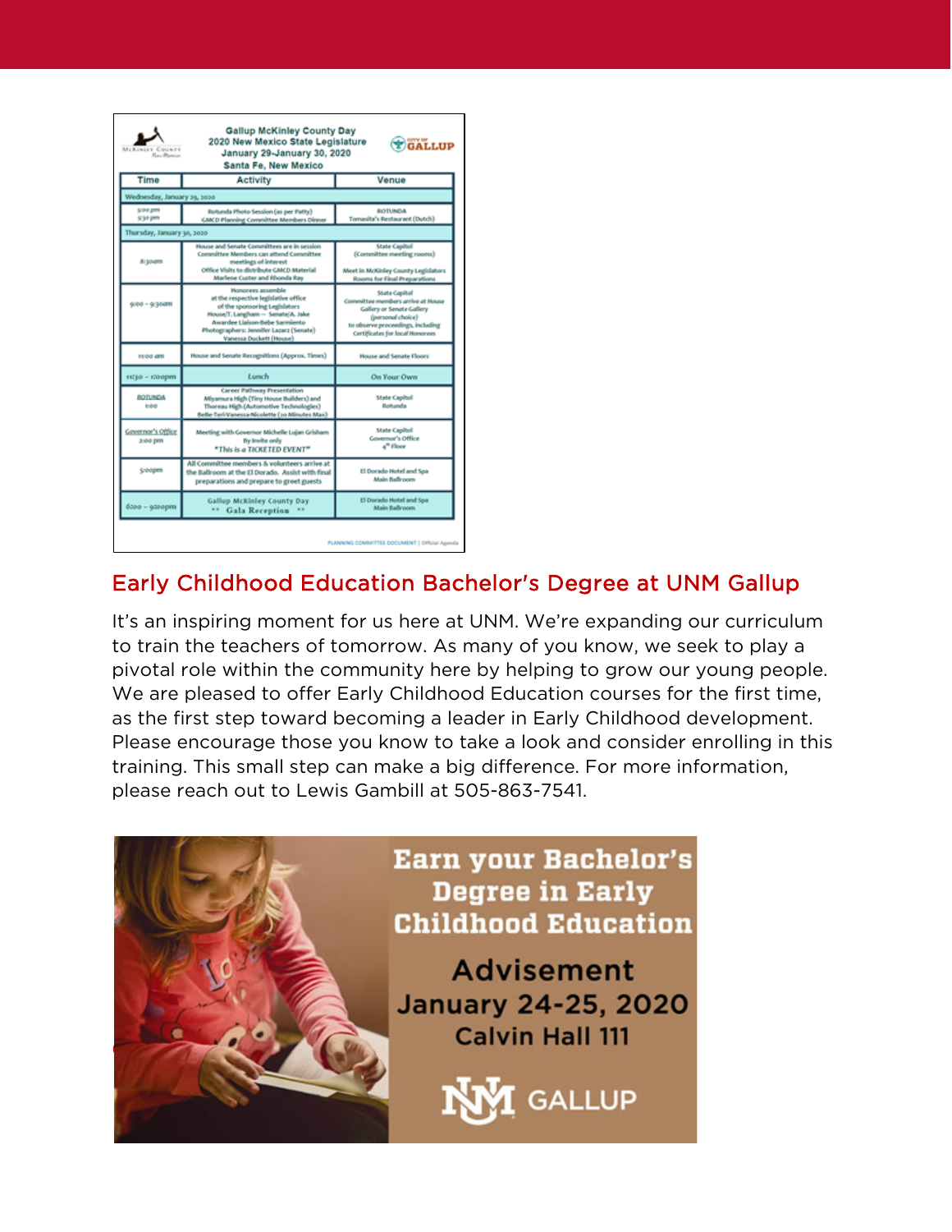Gallup McKinley County Day
2020 New Mexico State Legislature
January 29-January 30, 2020
Santa Fe, New Mexico

| Time | Activity | Venue |
| --- | --- | --- |
| Wednesday, January 29, 2020 | | |
| 5:00 pm<br>5:30 pm | Rotunda Photo Session (as per Patty)<br>GMCD Planning Committee Members Dinner | ROTUNDA<br>Tomasita's Restaurant (Dutch) |
| Thursday, January 30, 2020 | | |
| 8:30am | House and Senate Committees are in session<br>Committee Members can attend Committee meetings of interest<br>Office Visits to distribute GMCD Material<br>Marlene Custer and Rhonda Ray | State Capitol<br>(Committee meeting rooms)<br>Meet in McKinley County Legislators Rooms for Final Preparations |
| 9:00 – 9:30am | Honorees assemble<br>at the respective legislative office<br>of the sponsoring Legislators<br>House/T. Langham -- Senate/A. Jake<br>Awardee Liaison-Bebe Sarmiento<br>Photographers: Jennifer Lazarz (Senate)<br>Vanessa Duckett (House) | State Capitol<br>Committee members arrive at House Gallery or Senate Gallery<br>(personal choice)<br>to observe proceedings, including Certificates for local Honorees |
| 11:00 am | House and Senate Recognitions (Approx. Times) | House and Senate Floors |
| 11:30 – 1:00pm | Lunch | On Your Own |
| ROTUNDA<br>1:00 | Career Pathway Presentation<br>Miyamura High (Tiny House Builders) and<br>Thoreau High (Automotive Technologies)<br>Bebe-Teri-Vanessa-Nicolette (30 Minutes Max) | State Capitol<br>Rotunda |
| Governor's Office<br>2:00 pm | Meeting with Governor Michelle Lujan Grisham<br>By invite only<br>*This is a TICKETED EVENT* | State Capitol<br>Governor's Office<br>4th Floor |
| 5:00pm | All Committee members & volunteers arrive at the Ballroom at the El Dorado. Assist with final preparations and prepare to greet guests | El Dorado Hotel and Spa<br>Main Ballroom |
| 6:00 – 9:00pm | Gallup McKinley County Day<br>** Gala Reception ** | El Dorado Hotel and Spa<br>Main Ballroom |

PLANNING COMMITTEE DOCUMENT | Official Agenda

## Early Childhood Education Bachelor's Degree at UNM Gallup

It's an inspiring moment for us here at UNM. We're expanding our curriculum to train the teachers of tomorrow. As many of you know, we seek to play a pivotal role within the community here by helping to grow our young people. We are pleased to offer Early Childhood Education courses for the first time, as the first step toward becoming a leader in Early Childhood development. Please encourage those you know to take a look and consider enrolling in this training. This small step can make a big difference. For more information, please reach out to Lewis Gambill at 505-863-7541.

Earn your Bachelor's Degree in Early Childhood Education

Advisement
January 24-25, 2020
Calvin Hall 111

UNM GALLUP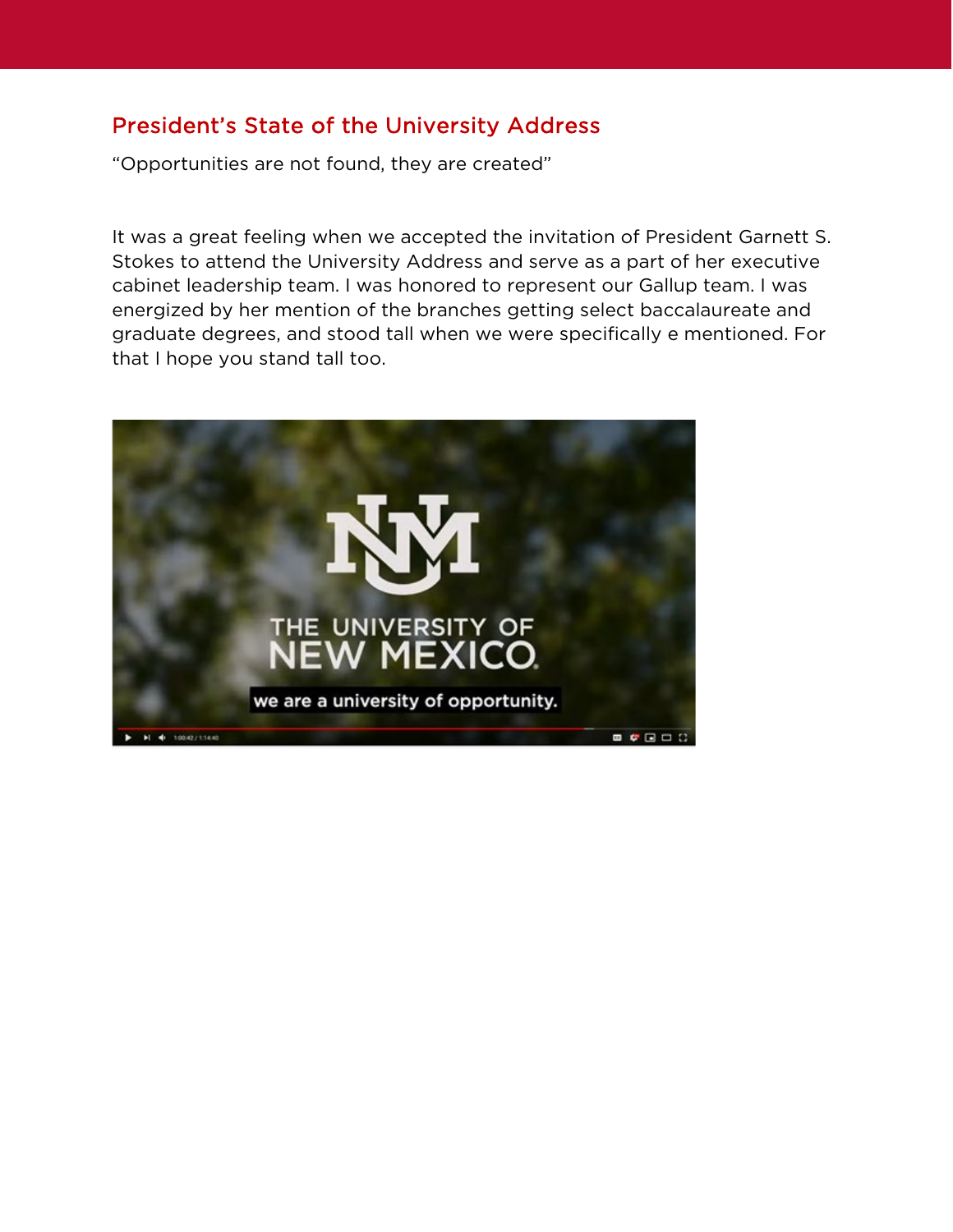## President's State of the University Address

"Opportunities are not found, they are created"

It was a great feeling when we accepted the invitation of President Garnett S. Stokes to attend the University Address and serve as a part of her executive cabinet leadership team. I was honored to represent our Gallup team. I was energized by her mention of the branches getting select baccalaureate and graduate degrees, and stood tall when we were specifically e mentioned. For that I hope you stand tall too.